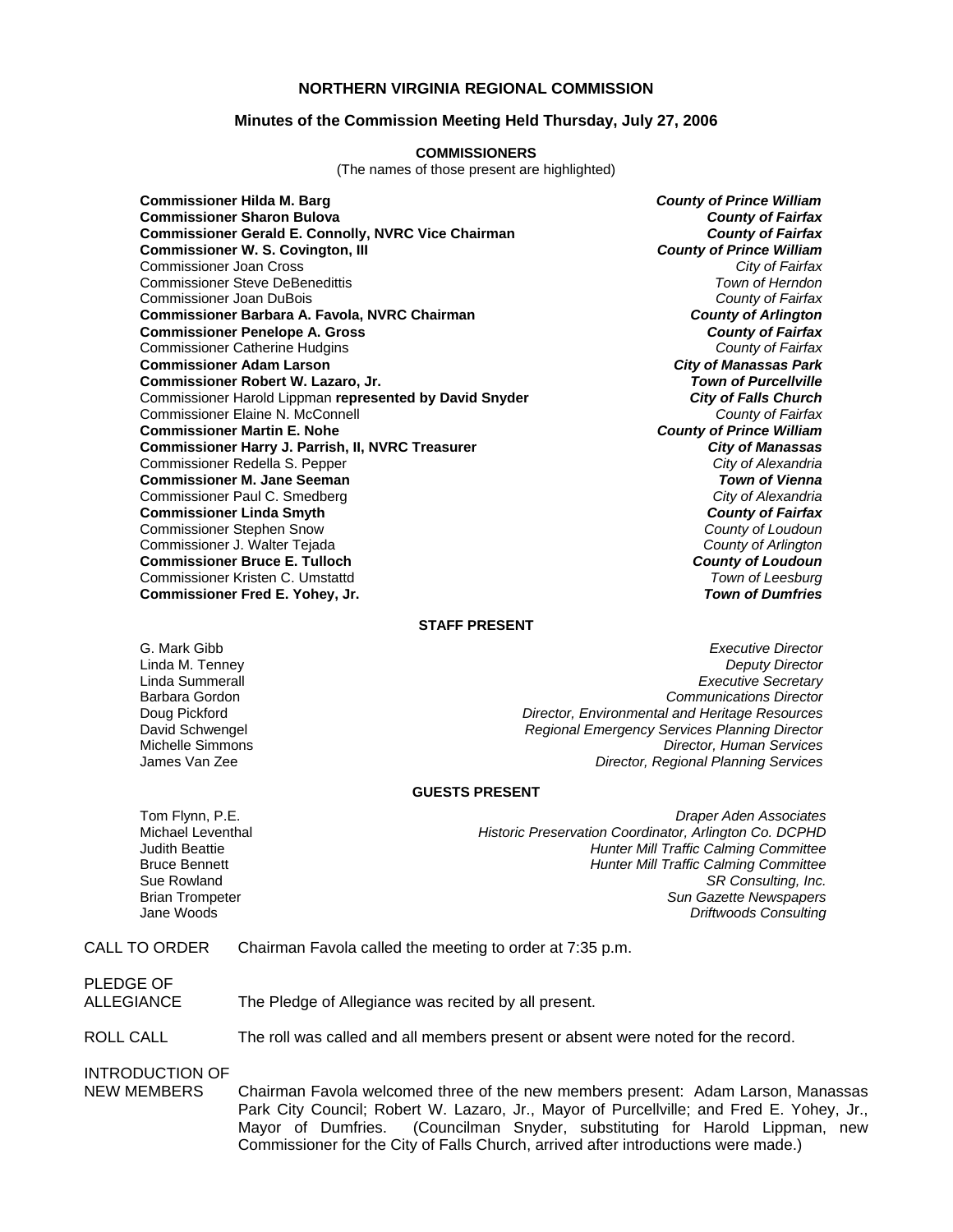# NORTHERN VIRGINIA REGIONAL COMMISSION

## Minutes of the Commission Meeting Held Thursday, July 27, 2006

### COMMISSIONERS

(The names of those present are highlighted)

| | |
|---|---|
| **Commissioner Hilda M. Barg** | ***County of Prince William*** |
| **Commissioner Sharon Bulova** | ***County of Fairfax*** |
| **Commissioner Gerald E. Connolly, NVRC Vice Chairman** | ***County of Fairfax*** |
| **Commissioner W. S. Covington, III** | ***County of Prince William*** |
| Commissioner Joan Cross | *City of Fairfax* |
| Commissioner Steve DeBenedittis | *Town of Herndon* |
| Commissioner Joan DuBois | *County of Fairfax* |
| **Commissioner Barbara A. Favola, NVRC Chairman** | ***County of Arlington*** |
| **Commissioner Penelope A. Gross** | ***County of Fairfax*** |
| Commissioner Catherine Hudgins | *County of Fairfax* |
| **Commissioner Adam Larson** | ***City of Manassas Park*** |
| **Commissioner Robert W. Lazaro, Jr.** | ***Town of Purcellville*** |
| Commissioner Harold Lippman **represented by David Snyder** | ***City of Falls Church*** |
| Commissioner Elaine N. McConnell | *County of Fairfax* |
| **Commissioner Martin E. Nohe** | ***County of Prince William*** |
| **Commissioner Harry J. Parrish, II, NVRC Treasurer** | ***City of Manassas*** |
| Commissioner Redella S. Pepper | *City of Alexandria* |
| **Commissioner M. Jane Seeman** | ***Town of Vienna*** |
| Commissioner Paul C. Smedberg | *City of Alexandria* |
| **Commissioner Linda Smyth** | ***County of Fairfax*** |
| Commissioner Stephen Snow | *County of Loudoun* |
| Commissioner J. Walter Tejada | *County of Arlington* |
| **Commissioner Bruce E. Tulloch** | ***County of Loudoun*** |
| Commissioner Kristen C. Umstattd | *Town of Leesburg* |
| **Commissioner Fred E. Yohey, Jr.** | ***Town of Dumfries*** |

### STAFF PRESENT

| | |
|---|---|
| G. Mark Gibb | *Executive Director* |
| Linda M. Tenney | *Deputy Director* |
| Linda Summerall | *Executive Secretary* |
| Barbara Gordon | *Communications Director* |
| Doug Pickford | *Director, Environmental and Heritage Resources* |
| David Schwengel | *Regional Emergency Services Planning Director* |
| Michelle Simmons | *Director, Human Services* |
| James Van Zee | *Director, Regional Planning Services* |

### GUESTS PRESENT

| | |
|---|---|
| Tom Flynn, P.E. | *Draper Aden Associates* |
| Michael Leventhal | *Historic Preservation Coordinator, Arlington Co. DCPHD* |
| Judith Beattie | *Hunter Mill Traffic Calming Committee* |
| Bruce Bennett | *Hunter Mill Traffic Calming Committee* |
| Sue Rowland | *SR Consulting, Inc.* |
| Brian Trompeter | *Sun Gazette Newspapers* |
| Jane Woods | *Driftwoods Consulting* |

CALL TO ORDER — Chairman Favola called the meeting to order at 7:35 p.m.

PLEDGE OF ALLEGIANCE — The Pledge of Allegiance was recited by all present.

ROLL CALL — The roll was called and all members present or absent were noted for the record.

INTRODUCTION OF NEW MEMBERS — Chairman Favola welcomed three of the new members present: Adam Larson, Manassas Park City Council; Robert W. Lazaro, Jr., Mayor of Purcellville; and Fred E. Yohey, Jr., Mayor of Dumfries. (Councilman Snyder, substituting for Harold Lippman, new Commissioner for the City of Falls Church, arrived after introductions were made.)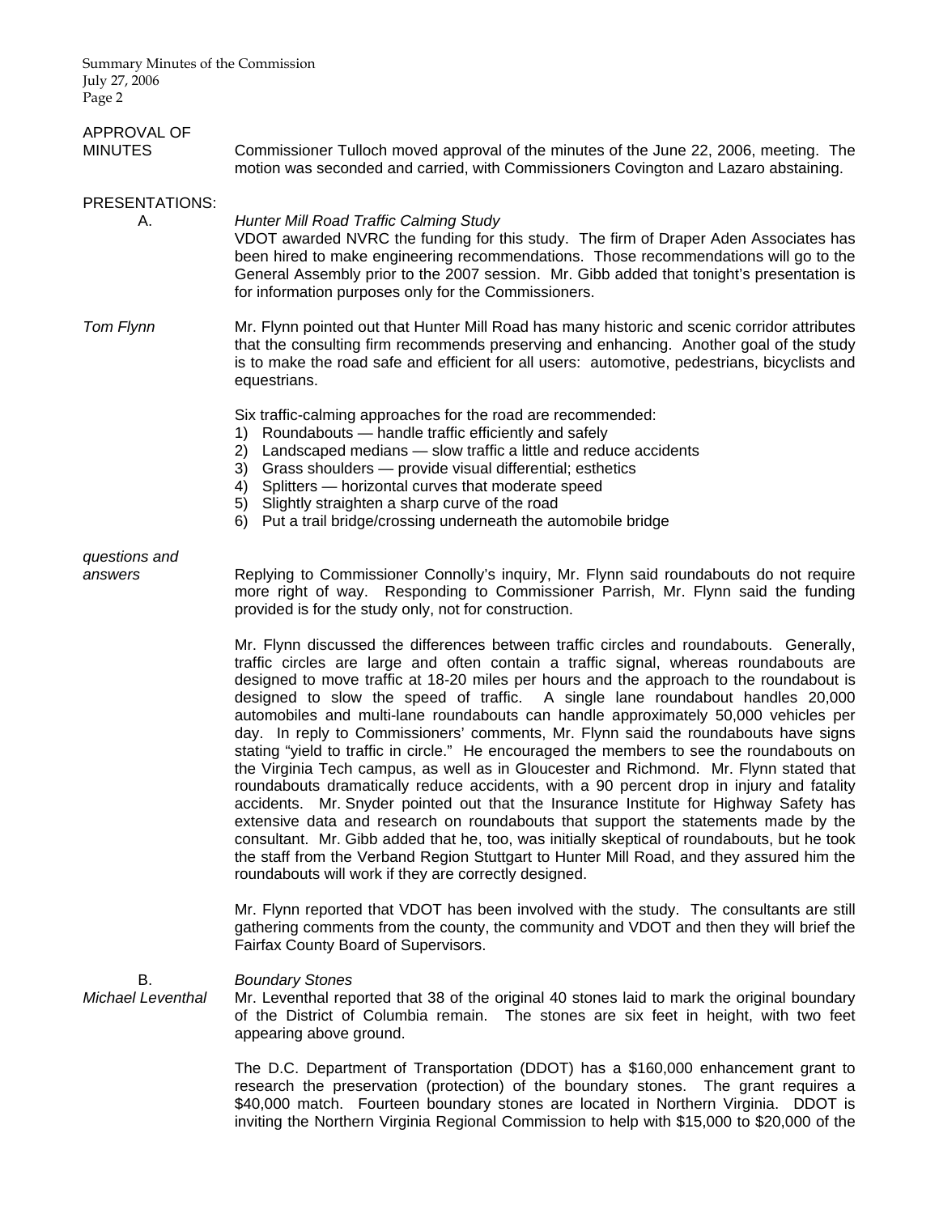**APPROVAL OF MINUTES**

Commissioner Tulloch moved approval of the minutes of the June 22, 2006, meeting. The motion was seconded and carried, with Commissioners Covington and Lazaro abstaining.

**PRESENTATIONS:**

A. *Hunter Mill Road Traffic Calming Study*

VDOT awarded NVRC the funding for this study. The firm of Draper Aden Associates has been hired to make engineering recommendations. Those recommendations will go to the General Assembly prior to the 2007 session. Mr. Gibb added that tonight's presentation is for information purposes only for the Commissioners.

*Tom Flynn*

Mr. Flynn pointed out that Hunter Mill Road has many historic and scenic corridor attributes that the consulting firm recommends preserving and enhancing. Another goal of the study is to make the road safe and efficient for all users: automotive, pedestrians, bicyclists and equestrians.

Six traffic-calming approaches for the road are recommended:

1) Roundabouts — handle traffic efficiently and safely
2) Landscaped medians — slow traffic a little and reduce accidents
3) Grass shoulders — provide visual differential; esthetics
4) Splitters — horizontal curves that moderate speed
5) Slightly straighten a sharp curve of the road
6) Put a trail bridge/crossing underneath the automobile bridge

*questions and answers*

Replying to Commissioner Connolly's inquiry, Mr. Flynn said roundabouts do not require more right of way. Responding to Commissioner Parrish, Mr. Flynn said the funding provided is for the study only, not for construction.

Mr. Flynn discussed the differences between traffic circles and roundabouts. Generally, traffic circles are large and often contain a traffic signal, whereas roundabouts are designed to move traffic at 18-20 miles per hours and the approach to the roundabout is designed to slow the speed of traffic. A single lane roundabout handles 20,000 automobiles and multi-lane roundabouts can handle approximately 50,000 vehicles per day. In reply to Commissioners' comments, Mr. Flynn said the roundabouts have signs stating "yield to traffic in circle." He encouraged the members to see the roundabouts on the Virginia Tech campus, as well as in Gloucester and Richmond. Mr. Flynn stated that roundabouts dramatically reduce accidents, with a 90 percent drop in injury and fatality accidents. Mr. Snyder pointed out that the Insurance Institute for Highway Safety has extensive data and research on roundabouts that support the statements made by the consultant. Mr. Gibb added that he, too, was initially skeptical of roundabouts, but he took the staff from the Verband Region Stuttgart to Hunter Mill Road, and they assured him the roundabouts will work if they are correctly designed.

Mr. Flynn reported that VDOT has been involved with the study. The consultants are still gathering comments from the county, the community and VDOT and then they will brief the Fairfax County Board of Supervisors.

B. *Boundary Stones*

*Michael Leventhal*

Mr. Leventhal reported that 38 of the original 40 stones laid to mark the original boundary of the District of Columbia remain. The stones are six feet in height, with two feet appearing above ground.

The D.C. Department of Transportation (DDOT) has a $160,000 enhancement grant to research the preservation (protection) of the boundary stones. The grant requires a $40,000 match. Fourteen boundary stones are located in Northern Virginia. DDOT is inviting the Northern Virginia Regional Commission to help with $15,000 to $20,000 of the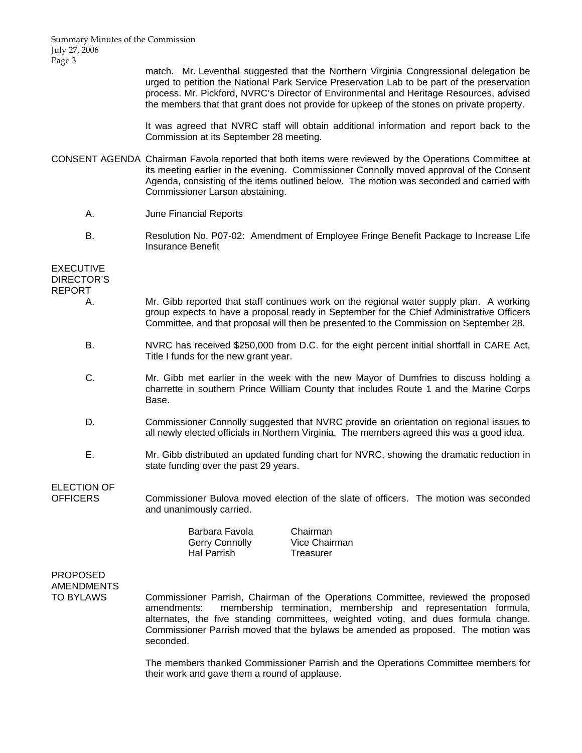match. Mr. Leventhal suggested that the Northern Virginia Congressional delegation be urged to petition the National Park Service Preservation Lab to be part of the preservation process. Mr. Pickford, NVRC's Director of Environmental and Heritage Resources, advised the members that that grant does not provide for upkeep of the stones on private property.

It was agreed that NVRC staff will obtain additional information and report back to the Commission at its September 28 meeting.

**CONSENT AGENDA** Chairman Favola reported that both items were reviewed by the Operations Committee at its meeting earlier in the evening. Commissioner Connolly moved approval of the Consent Agenda, consisting of the items outlined below. The motion was seconded and carried with Commissioner Larson abstaining.

A. June Financial Reports

B. Resolution No. P07-02: Amendment of Employee Fringe Benefit Package to Increase Life Insurance Benefit

**EXECUTIVE DIRECTOR'S REPORT**

A. Mr. Gibb reported that staff continues work on the regional water supply plan. A working group expects to have a proposal ready in September for the Chief Administrative Officers Committee, and that proposal will then be presented to the Commission on September 28.

B. NVRC has received $250,000 from D.C. for the eight percent initial shortfall in CARE Act, Title I funds for the new grant year.

C. Mr. Gibb met earlier in the week with the new Mayor of Dumfries to discuss holding a charrette in southern Prince William County that includes Route 1 and the Marine Corps Base.

D. Commissioner Connolly suggested that NVRC provide an orientation on regional issues to all newly elected officials in Northern Virginia. The members agreed this was a good idea.

E. Mr. Gibb distributed an updated funding chart for NVRC, showing the dramatic reduction in state funding over the past 29 years.

**ELECTION OF OFFICERS** Commissioner Bulova moved election of the slate of officers. The motion was seconded and unanimously carried.

| | |
|---|---|
| Barbara Favola | Chairman |
| Gerry Connolly | Vice Chairman |
| Hal Parrish | Treasurer |

**PROPOSED AMENDMENTS TO BYLAWS** Commissioner Parrish, Chairman of the Operations Committee, reviewed the proposed amendments: membership termination, membership and representation formula, alternates, the five standing committees, weighted voting, and dues formula change. Commissioner Parrish moved that the bylaws be amended as proposed. The motion was seconded.

The members thanked Commissioner Parrish and the Operations Committee members for their work and gave them a round of applause.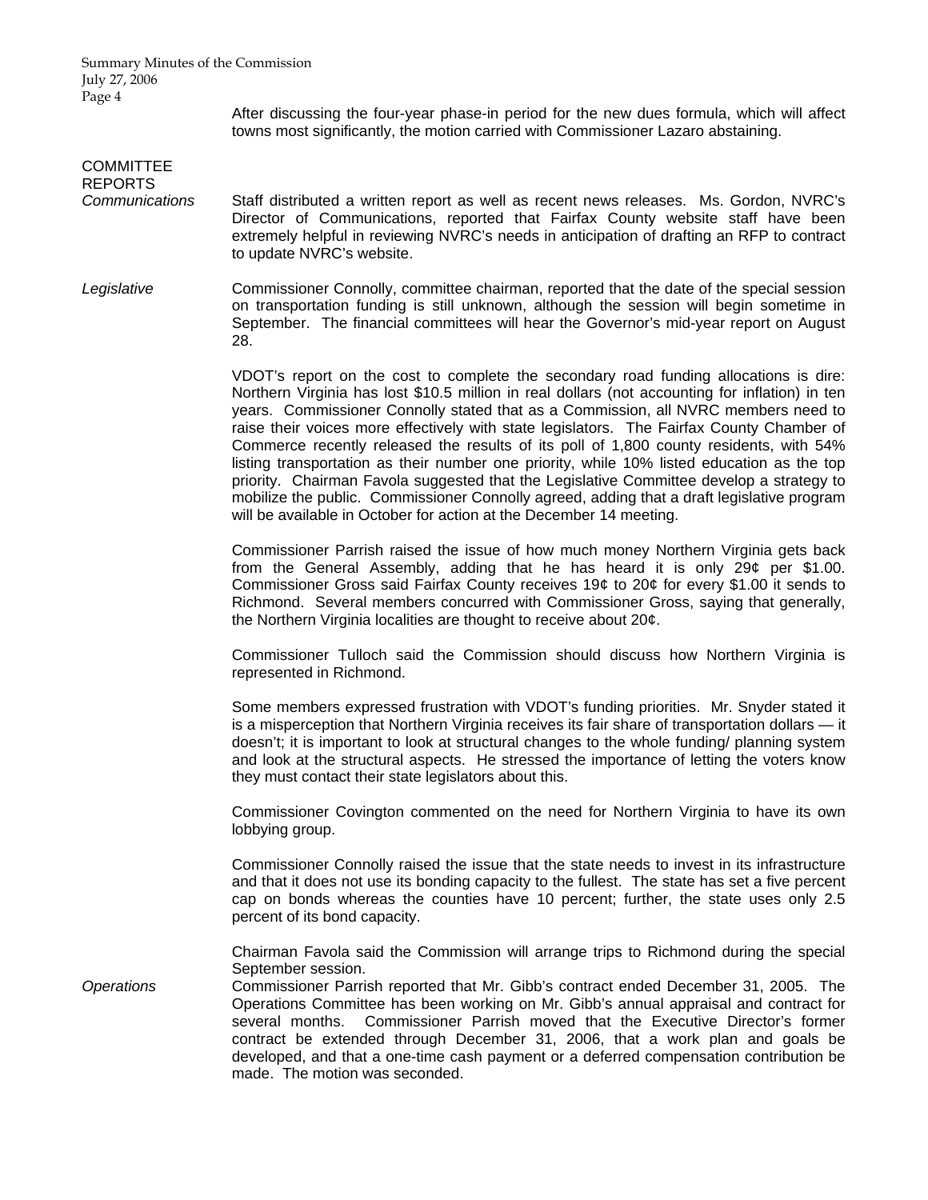After discussing the four-year phase-in period for the new dues formula, which will affect towns most significantly, the motion carried with Commissioner Lazaro abstaining.

## COMMITTEE REPORTS

*Communications*

Staff distributed a written report as well as recent news releases. Ms. Gordon, NVRC's Director of Communications, reported that Fairfax County website staff have been extremely helpful in reviewing NVRC's needs in anticipation of drafting an RFP to contract to update NVRC's website.

*Legislative*

Commissioner Connolly, committee chairman, reported that the date of the special session on transportation funding is still unknown, although the session will begin sometime in September. The financial committees will hear the Governor's mid-year report on August 28.

VDOT's report on the cost to complete the secondary road funding allocations is dire: Northern Virginia has lost \$10.5 million in real dollars (not accounting for inflation) in ten years. Commissioner Connolly stated that as a Commission, all NVRC members need to raise their voices more effectively with state legislators. The Fairfax County Chamber of Commerce recently released the results of its poll of 1,800 county residents, with 54% listing transportation as their number one priority, while 10% listed education as the top priority. Chairman Favola suggested that the Legislative Committee develop a strategy to mobilize the public. Commissioner Connolly agreed, adding that a draft legislative program will be available in October for action at the December 14 meeting.

Commissioner Parrish raised the issue of how much money Northern Virginia gets back from the General Assembly, adding that he has heard it is only 29¢ per \$1.00. Commissioner Gross said Fairfax County receives 19¢ to 20¢ for every \$1.00 it sends to Richmond. Several members concurred with Commissioner Gross, saying that generally, the Northern Virginia localities are thought to receive about 20¢.

Commissioner Tulloch said the Commission should discuss how Northern Virginia is represented in Richmond.

Some members expressed frustration with VDOT's funding priorities. Mr. Snyder stated it is a misperception that Northern Virginia receives its fair share of transportation dollars — it doesn't; it is important to look at structural changes to the whole funding/ planning system and look at the structural aspects. He stressed the importance of letting the voters know they must contact their state legislators about this.

Commissioner Covington commented on the need for Northern Virginia to have its own lobbying group.

Commissioner Connolly raised the issue that the state needs to invest in its infrastructure and that it does not use its bonding capacity to the fullest. The state has set a five percent cap on bonds whereas the counties have 10 percent; further, the state uses only 2.5 percent of its bond capacity.

Chairman Favola said the Commission will arrange trips to Richmond during the special September session.

*Operations*

Commissioner Parrish reported that Mr. Gibb's contract ended December 31, 2005. The Operations Committee has been working on Mr. Gibb's annual appraisal and contract for several months. Commissioner Parrish moved that the Executive Director's former contract be extended through December 31, 2006, that a work plan and goals be developed, and that a one-time cash payment or a deferred compensation contribution be made. The motion was seconded.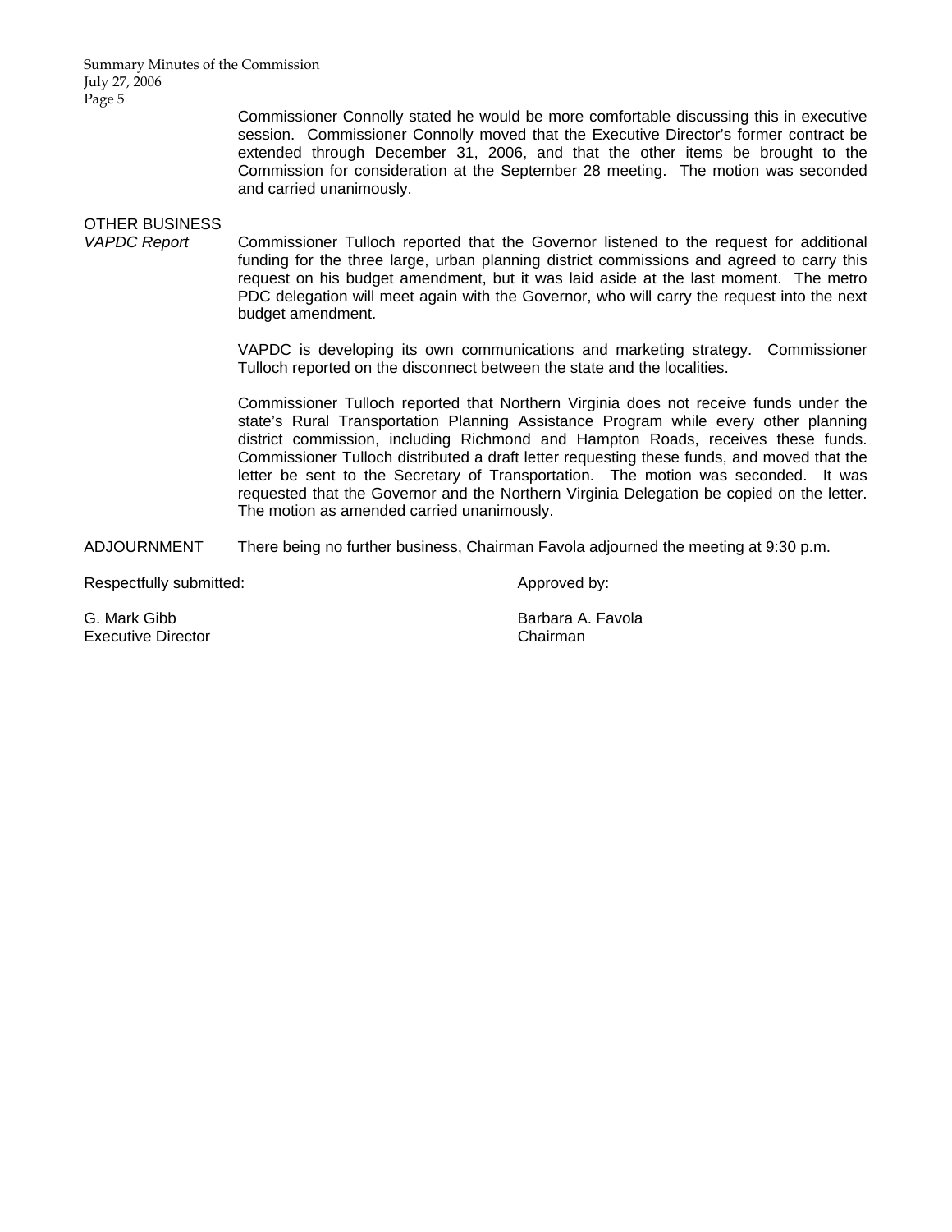Commissioner Connolly stated he would be more comfortable discussing this in executive session. Commissioner Connolly moved that the Executive Director's former contract be extended through December 31, 2006, and that the other items be brought to the Commission for consideration at the September 28 meeting. The motion was seconded and carried unanimously.

OTHER BUSINESS

*VAPDC Report*

Commissioner Tulloch reported that the Governor listened to the request for additional funding for the three large, urban planning district commissions and agreed to carry this request on his budget amendment, but it was laid aside at the last moment. The metro PDC delegation will meet again with the Governor, who will carry the request into the next budget amendment.

VAPDC is developing its own communications and marketing strategy. Commissioner Tulloch reported on the disconnect between the state and the localities.

Commissioner Tulloch reported that Northern Virginia does not receive funds under the state's Rural Transportation Planning Assistance Program while every other planning district commission, including Richmond and Hampton Roads, receives these funds. Commissioner Tulloch distributed a draft letter requesting these funds, and moved that the letter be sent to the Secretary of Transportation. The motion was seconded. It was requested that the Governor and the Northern Virginia Delegation be copied on the letter. The motion as amended carried unanimously.

ADJOURNMENT

There being no further business, Chairman Favola adjourned the meeting at 9:30 p.m.

Respectfully submitted:

G. Mark Gibb
Executive Director

Approved by:

Barbara A. Favola
Chairman